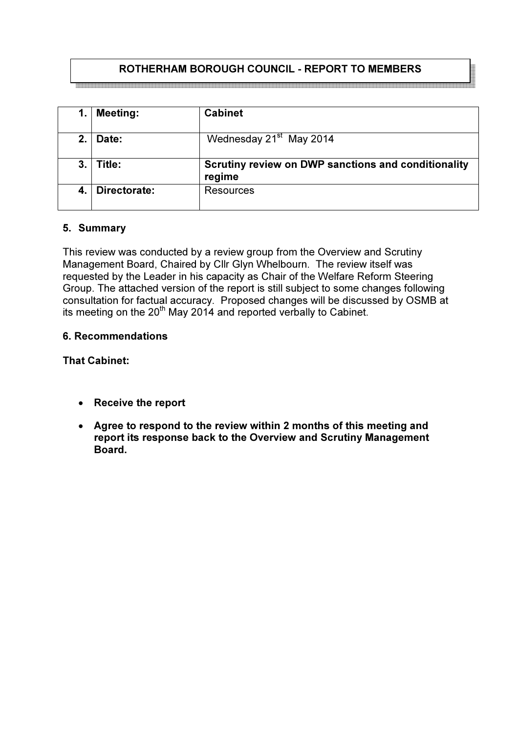# ROTHERHAM BOROUGH COUNCIL - REPORT TO MEMBERS

| | | |
|---|---|---|
| **1.** | **Meeting:** | **Cabinet** |
| **2.** | **Date:** | Wednesday 21st May 2014 |
| **3.** | **Title:** | **Scrutiny review on DWP sanctions and conditionality regime** |
| **4.** | **Directorate:** | Resources |

## 5. Summary

This review was conducted by a review group from the Overview and Scrutiny Management Board, Chaired by Cllr Glyn Whelbourn. The review itself was requested by the Leader in his capacity as Chair of the Welfare Reform Steering Group. The attached version of the report is still subject to some changes following consultation for factual accuracy. Proposed changes will be discussed by OSMB at its meeting on the 20th May 2014 and reported verbally to Cabinet.

## 6. Recommendations

**That Cabinet:**

- **Receive the report**
- **Agree to respond to the review within 2 months of this meeting and report its response back to the Overview and Scrutiny Management Board.**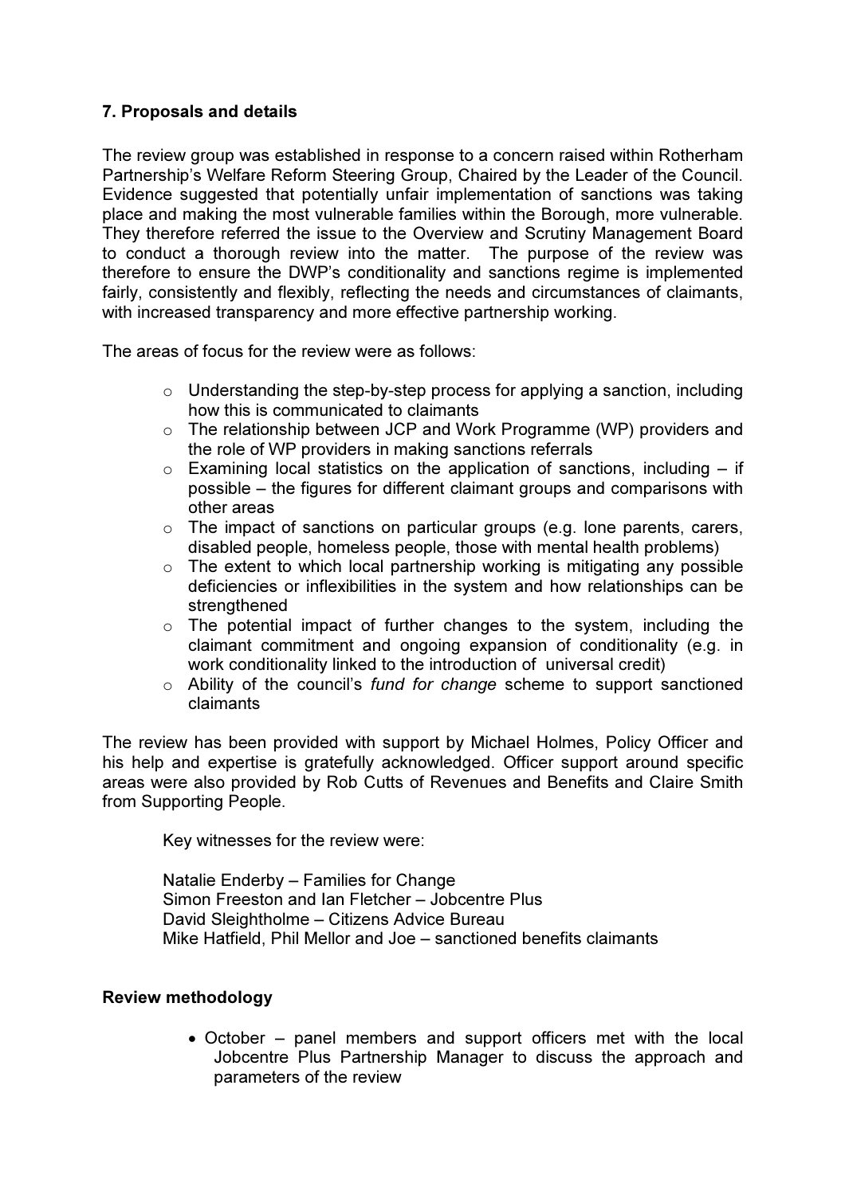### 7. Proposals and details

The review group was established in response to a concern raised within Rotherham Partnership's Welfare Reform Steering Group, Chaired by the Leader of the Council. Evidence suggested that potentially unfair implementation of sanctions was taking place and making the most vulnerable families within the Borough, more vulnerable. They therefore referred the issue to the Overview and Scrutiny Management Board to conduct a thorough review into the matter. The purpose of the review was therefore to ensure the DWP's conditionality and sanctions regime is implemented fairly, consistently and flexibly, reflecting the needs and circumstances of claimants, with increased transparency and more effective partnership working.

The areas of focus for the review were as follows:

- Understanding the step-by-step process for applying a sanction, including how this is communicated to claimants
- The relationship between JCP and Work Programme (WP) providers and the role of WP providers in making sanctions referrals
- Examining local statistics on the application of sanctions, including – if possible – the figures for different claimant groups and comparisons with other areas
- The impact of sanctions on particular groups (e.g. lone parents, carers, disabled people, homeless people, those with mental health problems)
- The extent to which local partnership working is mitigating any possible deficiencies or inflexibilities in the system and how relationships can be strengthened
- The potential impact of further changes to the system, including the claimant commitment and ongoing expansion of conditionality (e.g. in work conditionality linked to the introduction of universal credit)
- Ability of the council's *fund for change* scheme to support sanctioned claimants

The review has been provided with support by Michael Holmes, Policy Officer and his help and expertise is gratefully acknowledged. Officer support around specific areas were also provided by Rob Cutts of Revenues and Benefits and Claire Smith from Supporting People.

Key witnesses for the review were:

Natalie Enderby – Families for Change
Simon Freeston and Ian Fletcher – Jobcentre Plus
David Sleightholme – Citizens Advice Bureau
Mike Hatfield, Phil Mellor and Joe – sanctioned benefits claimants

**Review methodology**

- October – panel members and support officers met with the local Jobcentre Plus Partnership Manager to discuss the approach and parameters of the review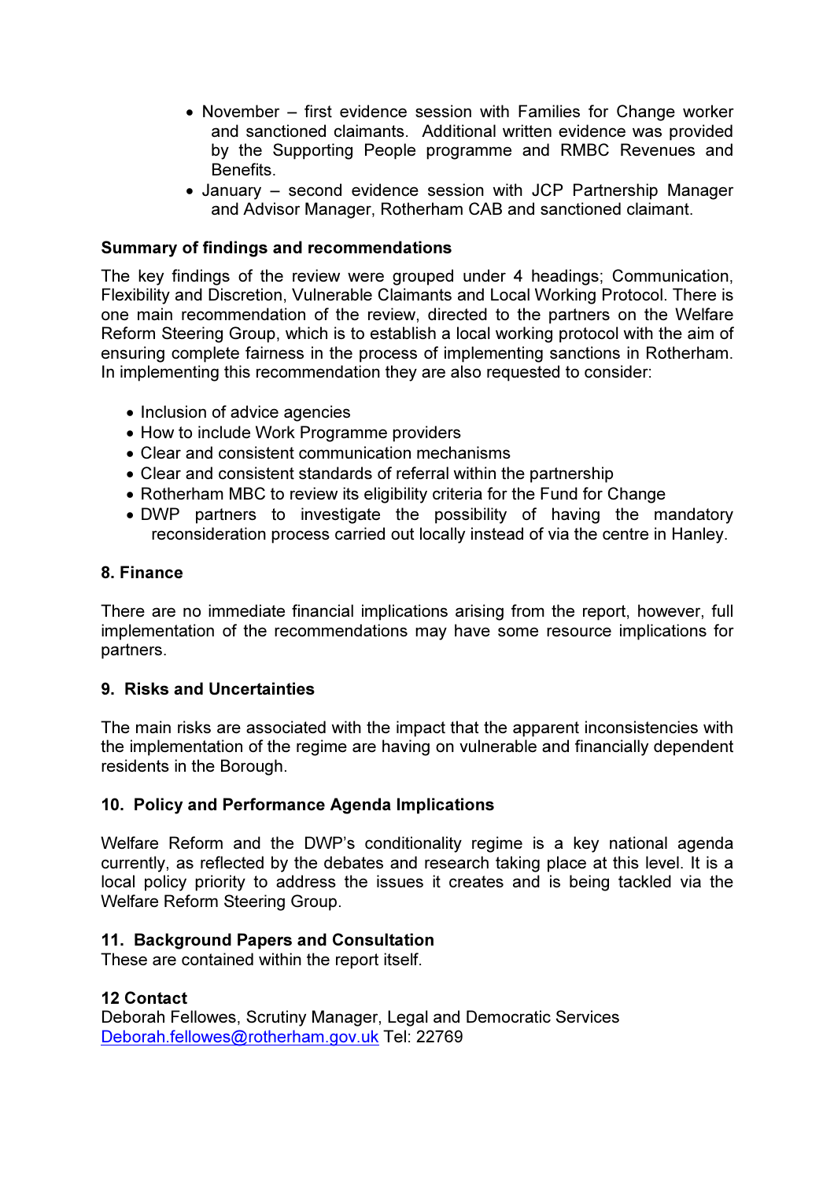- November – first evidence session with Families for Change worker and sanctioned claimants. Additional written evidence was provided by the Supporting People programme and RMBC Revenues and Benefits.
- January – second evidence session with JCP Partnership Manager and Advisor Manager, Rotherham CAB and sanctioned claimant.

**Summary of findings and recommendations**

The key findings of the review were grouped under 4 headings; Communication, Flexibility and Discretion, Vulnerable Claimants and Local Working Protocol. There is one main recommendation of the review, directed to the partners on the Welfare Reform Steering Group, which is to establish a local working protocol with the aim of ensuring complete fairness in the process of implementing sanctions in Rotherham. In implementing this recommendation they are also requested to consider:

- Inclusion of advice agencies
- How to include Work Programme providers
- Clear and consistent communication mechanisms
- Clear and consistent standards of referral within the partnership
- Rotherham MBC to review its eligibility criteria for the Fund for Change
- DWP partners to investigate the possibility of having the mandatory reconsideration process carried out locally instead of via the centre in Hanley.

## 8. Finance

There are no immediate financial implications arising from the report, however, full implementation of the recommendations may have some resource implications for partners.

## 9. Risks and Uncertainties

The main risks are associated with the impact that the apparent inconsistencies with the implementation of the regime are having on vulnerable and financially dependent residents in the Borough.

## 10. Policy and Performance Agenda Implications

Welfare Reform and the DWP's conditionality regime is a key national agenda currently, as reflected by the debates and research taking place at this level. It is a local policy priority to address the issues it creates and is being tackled via the Welfare Reform Steering Group.

## 11. Background Papers and Consultation

These are contained within the report itself.

## 12 Contact

Deborah Fellowes, Scrutiny Manager, Legal and Democratic Services
Deborah.fellowes@rotherham.gov.uk Tel: 22769